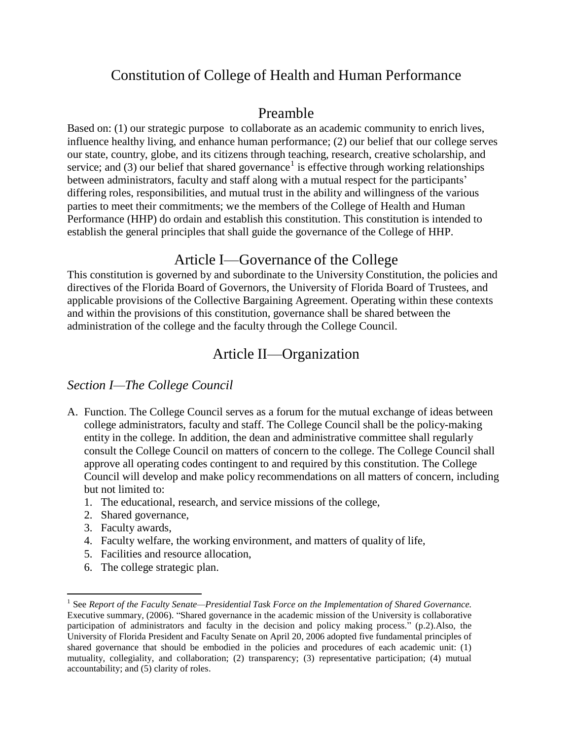# Constitution of College of Health and Human Performance

## Preamble

Based on: (1) our strategic purpose to collaborate as an academic community to enrich lives, influence healthy living, and enhance human performance; (2) our belief that our college serves our state, country, globe, and its citizens through teaching, research, creative scholarship, and service; and (3) our belief that shared governance[1] is effective through working relationships between administrators, faculty and staff along with a mutual respect for the participants' differing roles, responsibilities, and mutual trust in the ability and willingness of the various parties to meet their commitments; we the members of the College of Health and Human Performance (HHP) do ordain and establish this constitution. This constitution is intended to establish the general principles that shall guide the governance of the College of HHP.

## Article I—Governance of the College

This constitution is governed by and subordinate to the University Constitution, the policies and directives of the Florida Board of Governors, the University of Florida Board of Trustees, and applicable provisions of the Collective Bargaining Agreement. Operating within these contexts and within the provisions of this constitution, governance shall be shared between the administration of the college and the faculty through the College Council.

## Article II—Organization

### *Section I—The College Council*

A. Function. The College Council serves as a forum for the mutual exchange of ideas between college administrators, faculty and staff. The College Council shall be the policy-making entity in the college. In addition, the dean and administrative committee shall regularly consult the College Council on matters of concern to the college. The College Council shall approve all operating codes contingent to and required by this constitution. The College Council will develop and make policy recommendations on all matters of concern, including but not limited to:
   1. The educational, research, and service missions of the college,
   2. Shared governance,
   3. Faculty awards,
   4. Faculty welfare, the working environment, and matters of quality of life,
   5. Facilities and resource allocation,
   6. The college strategic plan.

---

[1] See *Report of the Faculty Senate—Presidential Task Force on the Implementation of Shared Governance.* Executive summary, (2006). "Shared governance in the academic mission of the University is collaborative participation of administrators and faculty in the decision and policy making process." (p.2).Also, the University of Florida President and Faculty Senate on April 20, 2006 adopted five fundamental principles of shared governance that should be embodied in the policies and procedures of each academic unit: (1) mutuality, collegiality, and collaboration; (2) transparency; (3) representative participation; (4) mutual accountability; and (5) clarity of roles.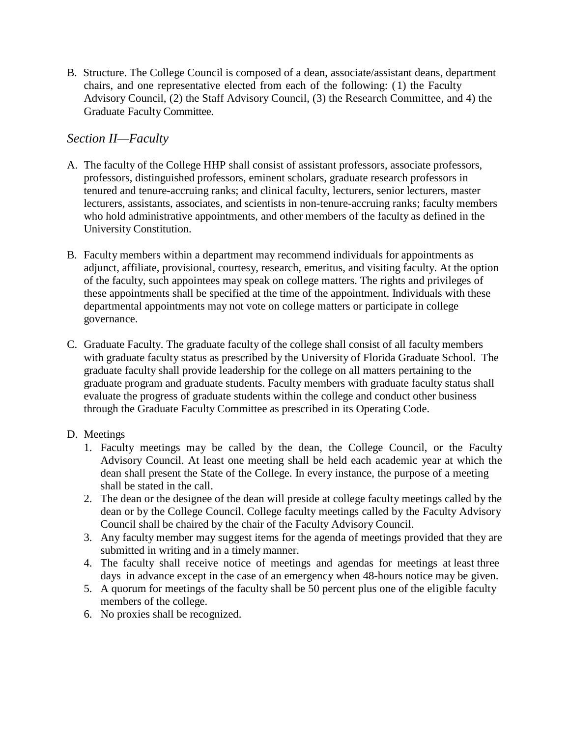B. Structure. The College Council is composed of a dean, associate/assistant deans, department chairs, and one representative elected from each of the following: (1) the Faculty Advisory Council, (2) the Staff Advisory Council, (3) the Research Committee, and 4) the Graduate Faculty Committee.

## *Section II—Faculty*

A. The faculty of the College HHP shall consist of assistant professors, associate professors, professors, distinguished professors, eminent scholars, graduate research professors in tenured and tenure-accruing ranks; and clinical faculty, lecturers, senior lecturers, master lecturers, assistants, associates, and scientists in non-tenure-accruing ranks; faculty members who hold administrative appointments, and other members of the faculty as defined in the University Constitution.

B. Faculty members within a department may recommend individuals for appointments as adjunct, affiliate, provisional, courtesy, research, emeritus, and visiting faculty. At the option of the faculty, such appointees may speak on college matters. The rights and privileges of these appointments shall be specified at the time of the appointment. Individuals with these departmental appointments may not vote on college matters or participate in college governance.

C. Graduate Faculty. The graduate faculty of the college shall consist of all faculty members with graduate faculty status as prescribed by the University of Florida Graduate School. The graduate faculty shall provide leadership for the college on all matters pertaining to the graduate program and graduate students. Faculty members with graduate faculty status shall evaluate the progress of graduate students within the college and conduct other business through the Graduate Faculty Committee as prescribed in its Operating Code.

D. Meetings
   1. Faculty meetings may be called by the dean, the College Council, or the Faculty Advisory Council. At least one meeting shall be held each academic year at which the dean shall present the State of the College. In every instance, the purpose of a meeting shall be stated in the call.
   2. The dean or the designee of the dean will preside at college faculty meetings called by the dean or by the College Council. College faculty meetings called by the Faculty Advisory Council shall be chaired by the chair of the Faculty Advisory Council.
   3. Any faculty member may suggest items for the agenda of meetings provided that they are submitted in writing and in a timely manner.
   4. The faculty shall receive notice of meetings and agendas for meetings at least three days in advance except in the case of an emergency when 48-hours notice may be given.
   5. A quorum for meetings of the faculty shall be 50 percent plus one of the eligible faculty members of the college.
   6. No proxies shall be recognized.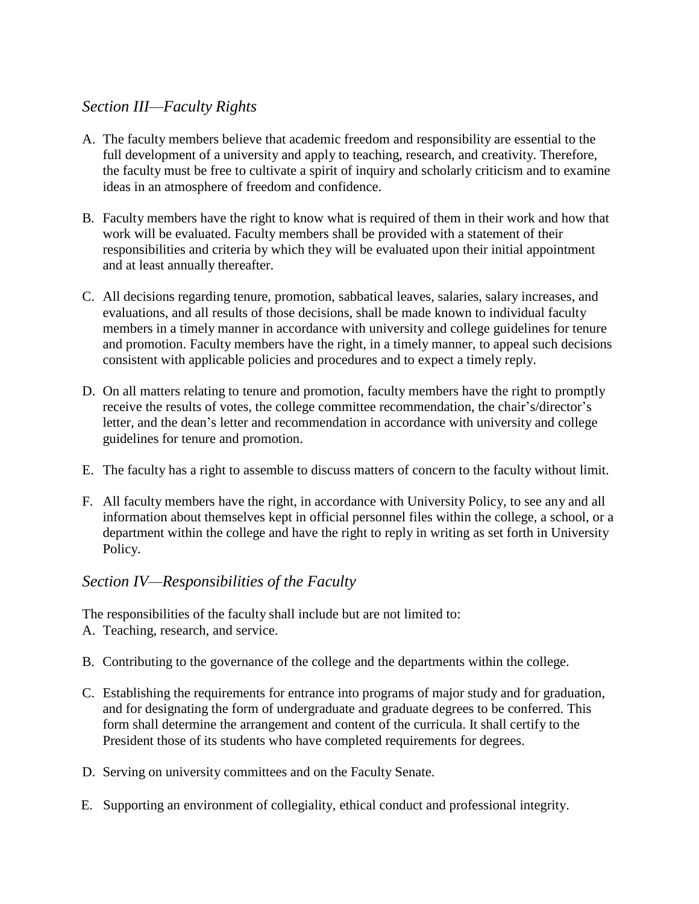## *Section III—Faculty Rights*

A. The faculty members believe that academic freedom and responsibility are essential to the full development of a university and apply to teaching, research, and creativity. Therefore, the faculty must be free to cultivate a spirit of inquiry and scholarly criticism and to examine ideas in an atmosphere of freedom and confidence.

B. Faculty members have the right to know what is required of them in their work and how that work will be evaluated. Faculty members shall be provided with a statement of their responsibilities and criteria by which they will be evaluated upon their initial appointment and at least annually thereafter.

C. All decisions regarding tenure, promotion, sabbatical leaves, salaries, salary increases, and evaluations, and all results of those decisions, shall be made known to individual faculty members in a timely manner in accordance with university and college guidelines for tenure and promotion. Faculty members have the right, in a timely manner, to appeal such decisions consistent with applicable policies and procedures and to expect a timely reply.

D. On all matters relating to tenure and promotion, faculty members have the right to promptly receive the results of votes, the college committee recommendation, the chair's/director's letter, and the dean's letter and recommendation in accordance with university and college guidelines for tenure and promotion.

E. The faculty has a right to assemble to discuss matters of concern to the faculty without limit.

F. All faculty members have the right, in accordance with University Policy, to see any and all information about themselves kept in official personnel files within the college, a school, or a department within the college and have the right to reply in writing as set forth in University Policy.

## *Section IV—Responsibilities of the Faculty*

The responsibilities of the faculty shall include but are not limited to:

A. Teaching, research, and service.

B. Contributing to the governance of the college and the departments within the college.

C. Establishing the requirements for entrance into programs of major study and for graduation, and for designating the form of undergraduate and graduate degrees to be conferred. This form shall determine the arrangement and content of the curricula. It shall certify to the President those of its students who have completed requirements for degrees.

D. Serving on university committees and on the Faculty Senate.

E. Supporting an environment of collegiality, ethical conduct and professional integrity.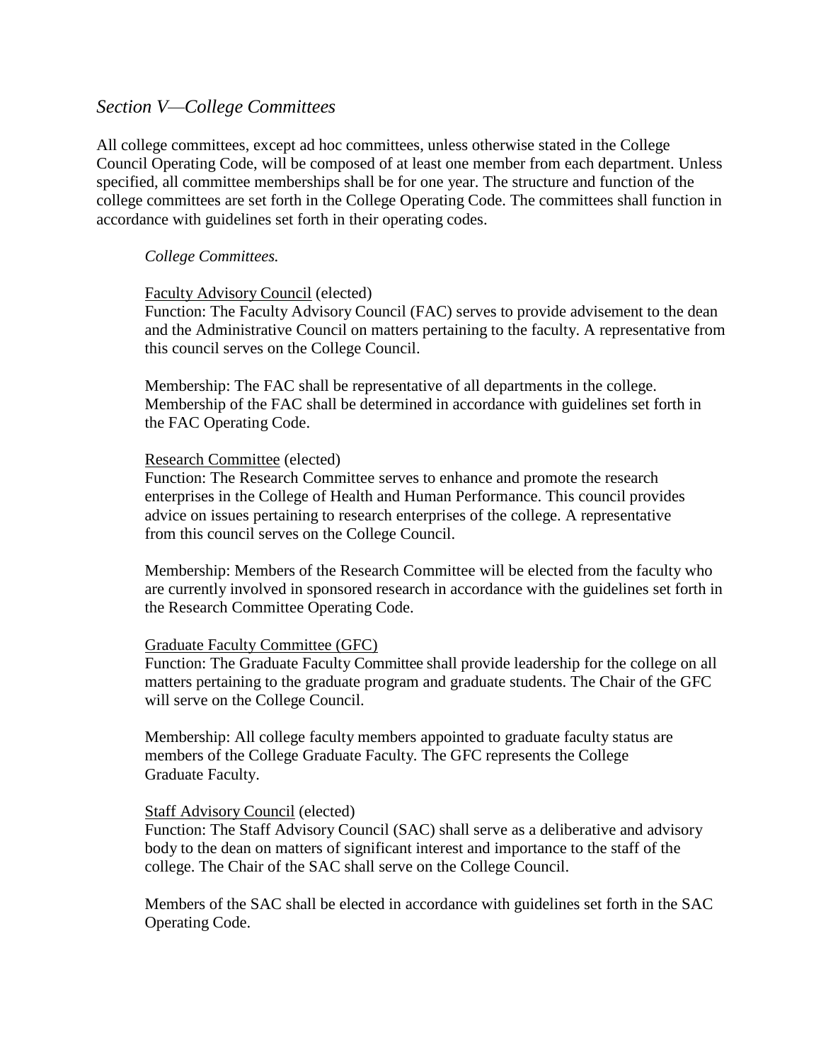## *Section V—College Committees*

All college committees, except ad hoc committees, unless otherwise stated in the College Council Operating Code, will be composed of at least one member from each department. Unless specified, all committee memberships shall be for one year. The structure and function of the college committees are set forth in the College Operating Code. The committees shall function in accordance with guidelines set forth in their operating codes.

*College Committees.*

<u>Faculty Advisory Council</u> (elected)
Function: The Faculty Advisory Council (FAC) serves to provide advisement to the dean and the Administrative Council on matters pertaining to the faculty. A representative from this council serves on the College Council.

Membership: The FAC shall be representative of all departments in the college. Membership of the FAC shall be determined in accordance with guidelines set forth in the FAC Operating Code.

<u>Research Committee</u> (elected)
Function: The Research Committee serves to enhance and promote the research enterprises in the College of Health and Human Performance. This council provides advice on issues pertaining to research enterprises of the college. A representative from this council serves on the College Council.

Membership: Members of the Research Committee will be elected from the faculty who are currently involved in sponsored research in accordance with the guidelines set forth in the Research Committee Operating Code.

<u>Graduate Faculty Committee (GFC)</u>
Function: The Graduate Faculty Committee shall provide leadership for the college on all matters pertaining to the graduate program and graduate students. The Chair of the GFC will serve on the College Council.

Membership: All college faculty members appointed to graduate faculty status are members of the College Graduate Faculty. The GFC represents the College Graduate Faculty.

<u>Staff Advisory Council</u> (elected)
Function: The Staff Advisory Council (SAC) shall serve as a deliberative and advisory body to the dean on matters of significant interest and importance to the staff of the college. The Chair of the SAC shall serve on the College Council.

Members of the SAC shall be elected in accordance with guidelines set forth in the SAC Operating Code.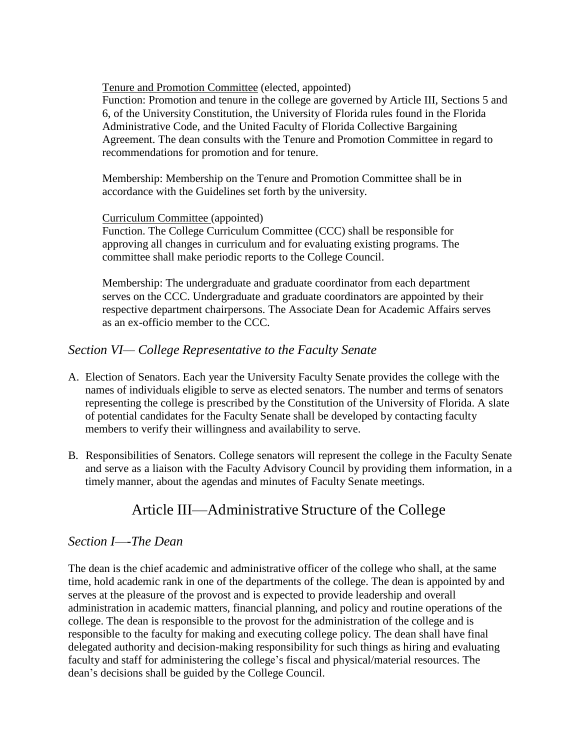Tenure and Promotion Committee (elected, appointed)

Function: Promotion and tenure in the college are governed by Article III, Sections 5 and 6, of the University Constitution, the University of Florida rules found in the Florida Administrative Code, and the United Faculty of Florida Collective Bargaining Agreement. The dean consults with the Tenure and Promotion Committee in regard to recommendations for promotion and for tenure.

Membership: Membership on the Tenure and Promotion Committee shall be in accordance with the Guidelines set forth by the university.

Curriculum Committee (appointed)

Function. The College Curriculum Committee (CCC) shall be responsible for approving all changes in curriculum and for evaluating existing programs. The committee shall make periodic reports to the College Council.

Membership: The undergraduate and graduate coordinator from each department serves on the CCC. Undergraduate and graduate coordinators are appointed by their respective department chairpersons. The Associate Dean for Academic Affairs serves as an ex-officio member to the CCC.

### *Section VI— College Representative to the Faculty Senate*

A. Election of Senators. Each year the University Faculty Senate provides the college with the names of individuals eligible to serve as elected senators. The number and terms of senators representing the college is prescribed by the Constitution of the University of Florida. A slate of potential candidates for the Faculty Senate shall be developed by contacting faculty members to verify their willingness and availability to serve.

B. Responsibilities of Senators. College senators will represent the college in the Faculty Senate and serve as a liaison with the Faculty Advisory Council by providing them information, in a timely manner, about the agendas and minutes of Faculty Senate meetings.

## Article III—Administrative Structure of the College

### *Section I—-The Dean*

The dean is the chief academic and administrative officer of the college who shall, at the same time, hold academic rank in one of the departments of the college. The dean is appointed by and serves at the pleasure of the provost and is expected to provide leadership and overall administration in academic matters, financial planning, and policy and routine operations of the college. The dean is responsible to the provost for the administration of the college and is responsible to the faculty for making and executing college policy. The dean shall have final delegated authority and decision-making responsibility for such things as hiring and evaluating faculty and staff for administering the college's fiscal and physical/material resources. The dean's decisions shall be guided by the College Council.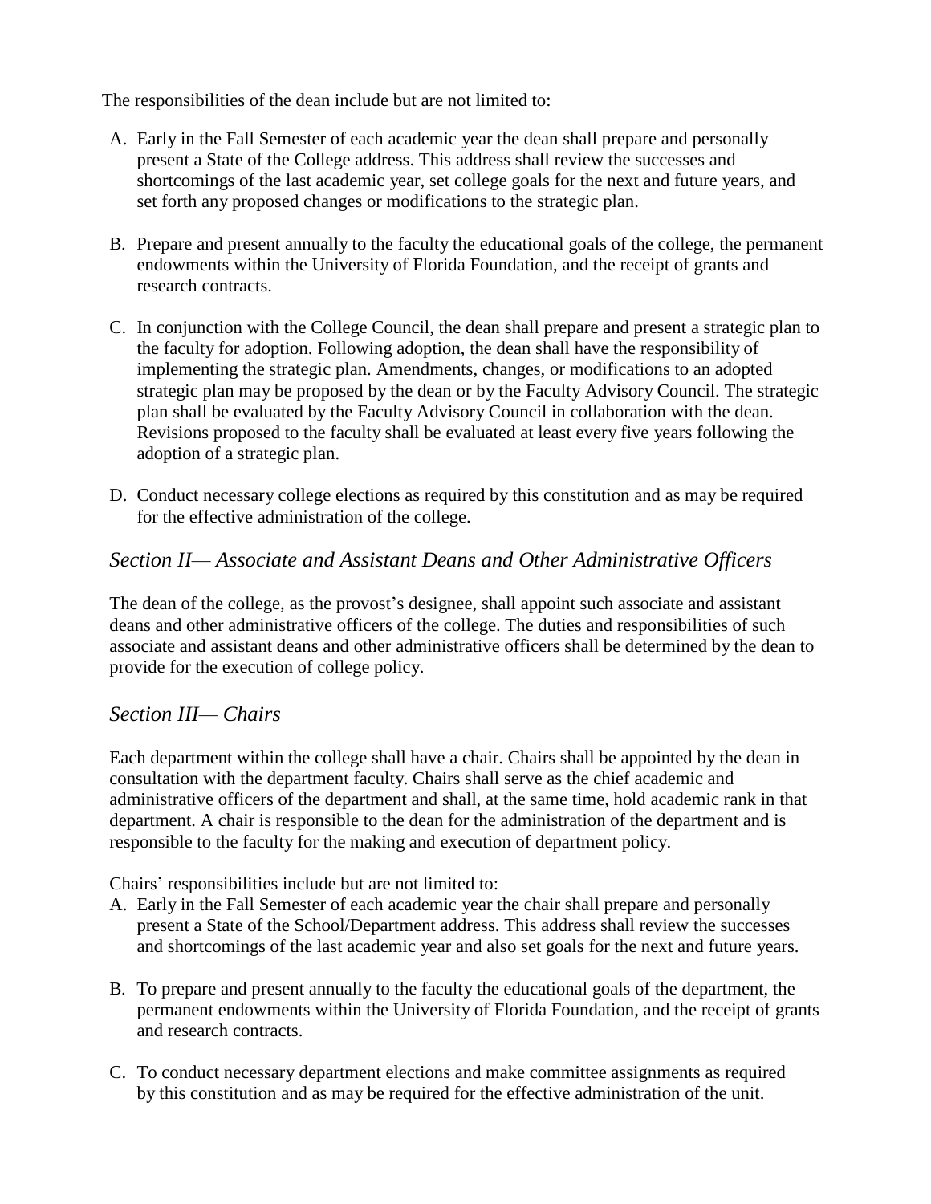The responsibilities of the dean include but are not limited to:

A. Early in the Fall Semester of each academic year the dean shall prepare and personally present a State of the College address. This address shall review the successes and shortcomings of the last academic year, set college goals for the next and future years, and set forth any proposed changes or modifications to the strategic plan.

B. Prepare and present annually to the faculty the educational goals of the college, the permanent endowments within the University of Florida Foundation, and the receipt of grants and research contracts.

C. In conjunction with the College Council, the dean shall prepare and present a strategic plan to the faculty for adoption. Following adoption, the dean shall have the responsibility of implementing the strategic plan. Amendments, changes, or modifications to an adopted strategic plan may be proposed by the dean or by the Faculty Advisory Council. The strategic plan shall be evaluated by the Faculty Advisory Council in collaboration with the dean. Revisions proposed to the faculty shall be evaluated at least every five years following the adoption of a strategic plan.

D. Conduct necessary college elections as required by this constitution and as may be required for the effective administration of the college.

### *Section II— Associate and Assistant Deans and Other Administrative Officers*

The dean of the college, as the provost's designee, shall appoint such associate and assistant deans and other administrative officers of the college. The duties and responsibilities of such associate and assistant deans and other administrative officers shall be determined by the dean to provide for the execution of college policy.

### *Section III— Chairs*

Each department within the college shall have a chair. Chairs shall be appointed by the dean in consultation with the department faculty. Chairs shall serve as the chief academic and administrative officers of the department and shall, at the same time, hold academic rank in that department. A chair is responsible to the dean for the administration of the department and is responsible to the faculty for the making and execution of department policy.

Chairs' responsibilities include but are not limited to:

A. Early in the Fall Semester of each academic year the chair shall prepare and personally present a State of the School/Department address. This address shall review the successes and shortcomings of the last academic year and also set goals for the next and future years.

B. To prepare and present annually to the faculty the educational goals of the department, the permanent endowments within the University of Florida Foundation, and the receipt of grants and research contracts.

C. To conduct necessary department elections and make committee assignments as required by this constitution and as may be required for the effective administration of the unit.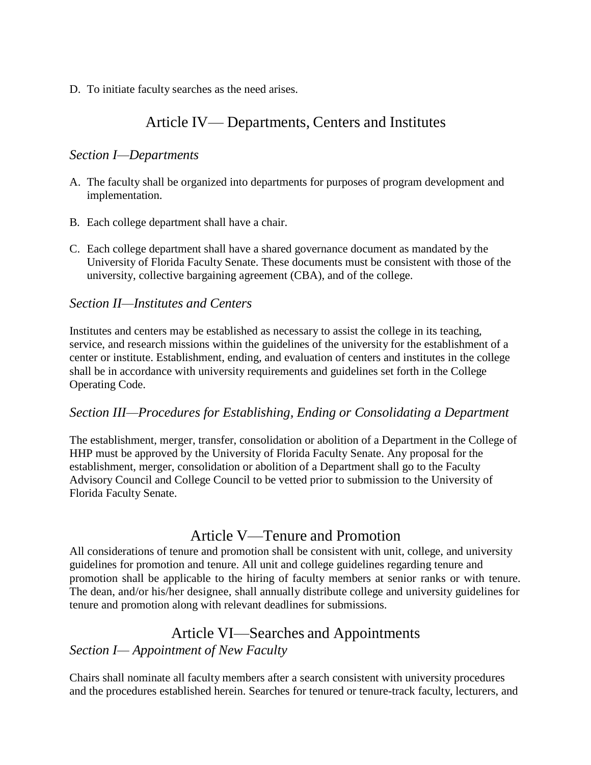D. To initiate faculty searches as the need arises.

# Article IV— Departments, Centers and Institutes

### *Section I—Departments*

A. The faculty shall be organized into departments for purposes of program development and implementation.

B. Each college department shall have a chair.

C. Each college department shall have a shared governance document as mandated by the University of Florida Faculty Senate. These documents must be consistent with those of the university, collective bargaining agreement (CBA), and of the college.

### *Section II—Institutes and Centers*

Institutes and centers may be established as necessary to assist the college in its teaching, service, and research missions within the guidelines of the university for the establishment of a center or institute. Establishment, ending, and evaluation of centers and institutes in the college shall be in accordance with university requirements and guidelines set forth in the College Operating Code.

### *Section III—Procedures for Establishing, Ending or Consolidating a Department*

The establishment, merger, transfer, consolidation or abolition of a Department in the College of HHP must be approved by the University of Florida Faculty Senate. Any proposal for the establishment, merger, consolidation or abolition of a Department shall go to the Faculty Advisory Council and College Council to be vetted prior to submission to the University of Florida Faculty Senate.

# Article V—Tenure and Promotion

All considerations of tenure and promotion shall be consistent with unit, college, and university guidelines for promotion and tenure. All unit and college guidelines regarding tenure and promotion shall be applicable to the hiring of faculty members at senior ranks or with tenure. The dean, and/or his/her designee, shall annually distribute college and university guidelines for tenure and promotion along with relevant deadlines for submissions.

# Article VI—Searches and Appointments

### *Section I— Appointment of New Faculty*

Chairs shall nominate all faculty members after a search consistent with university procedures and the procedures established herein. Searches for tenured or tenure-track faculty, lecturers, and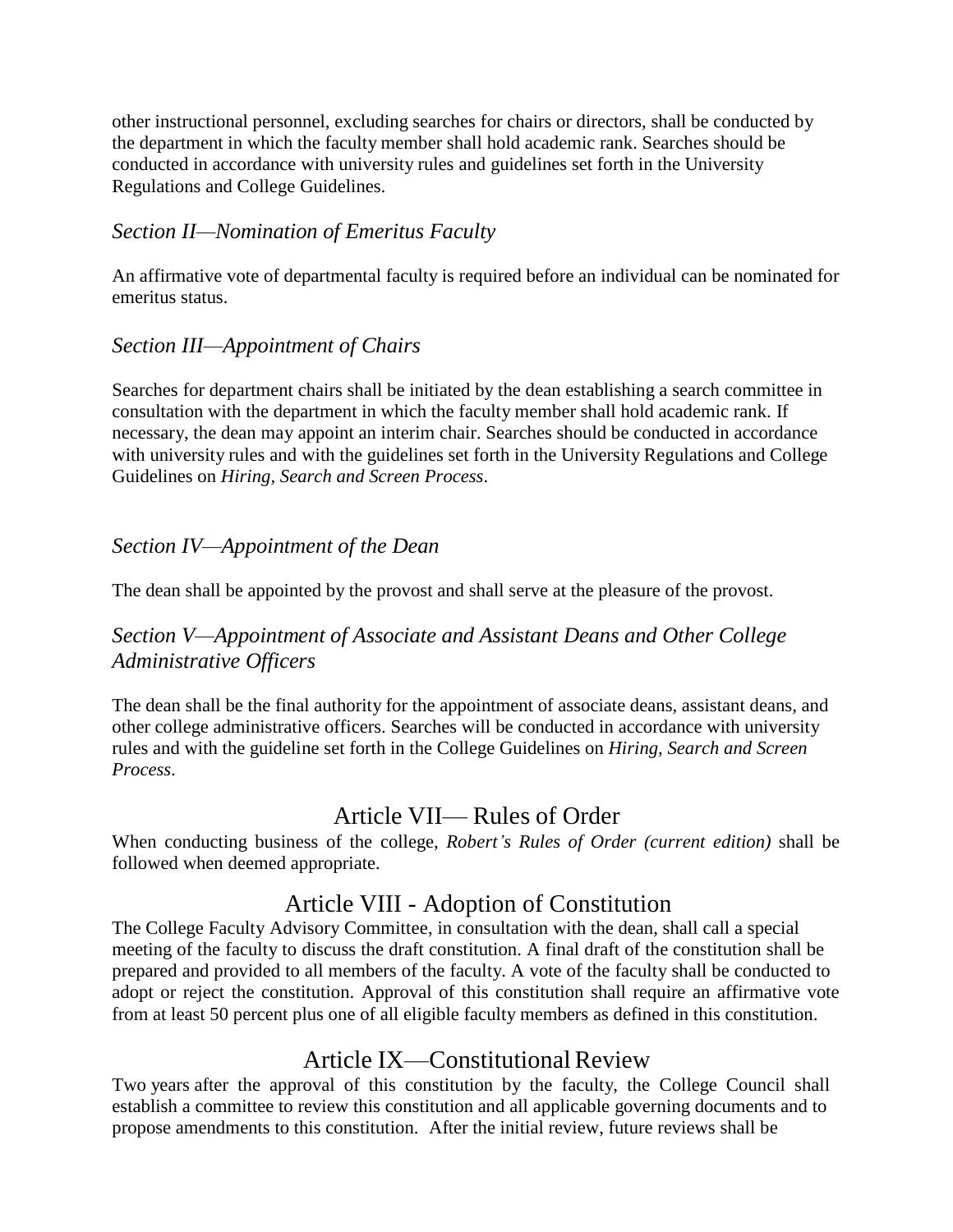other instructional personnel, excluding searches for chairs or directors, shall be conducted by the department in which the faculty member shall hold academic rank. Searches should be conducted in accordance with university rules and guidelines set forth in the University Regulations and College Guidelines.

### *Section II—Nomination of Emeritus Faculty*

An affirmative vote of departmental faculty is required before an individual can be nominated for emeritus status.

### *Section III—Appointment of Chairs*

Searches for department chairs shall be initiated by the dean establishing a search committee in consultation with the department in which the faculty member shall hold academic rank. If necessary, the dean may appoint an interim chair. Searches should be conducted in accordance with university rules and with the guidelines set forth in the University Regulations and College Guidelines on *Hiring, Search and Screen Process*.

### *Section IV—Appointment of the Dean*

The dean shall be appointed by the provost and shall serve at the pleasure of the provost.

### *Section V—Appointment of Associate and Assistant Deans and Other College Administrative Officers*

The dean shall be the final authority for the appointment of associate deans, assistant deans, and other college administrative officers. Searches will be conducted in accordance with university rules and with the guideline set forth in the College Guidelines on *Hiring, Search and Screen Process*.

## Article VII— Rules of Order

When conducting business of the college, *Robert's Rules of Order (current edition)* shall be followed when deemed appropriate.

## Article VIII - Adoption of Constitution

The College Faculty Advisory Committee, in consultation with the dean, shall call a special meeting of the faculty to discuss the draft constitution. A final draft of the constitution shall be prepared and provided to all members of the faculty. A vote of the faculty shall be conducted to adopt or reject the constitution. Approval of this constitution shall require an affirmative vote from at least 50 percent plus one of all eligible faculty members as defined in this constitution.

## Article IX—Constitutional Review

Two years after the approval of this constitution by the faculty, the College Council shall establish a committee to review this constitution and all applicable governing documents and to propose amendments to this constitution. After the initial review, future reviews shall be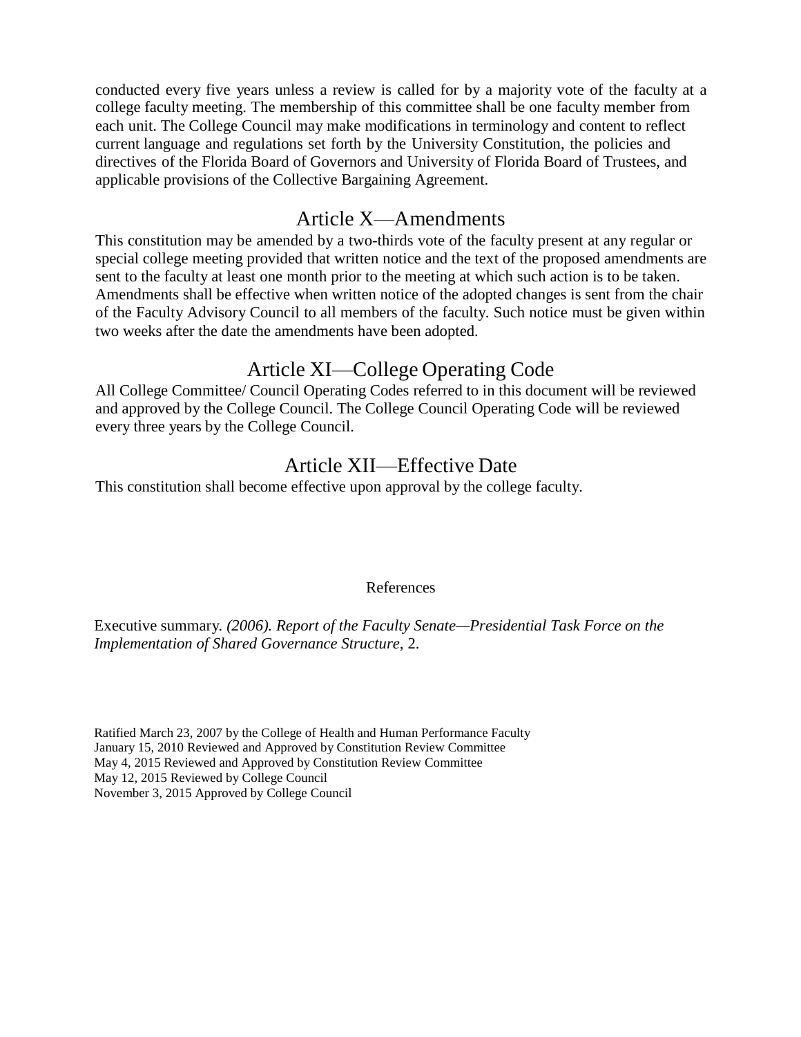conducted every five years unless a review is called for by a majority vote of the faculty at a college faculty meeting. The membership of this committee shall be one faculty member from each unit. The College Council may make modifications in terminology and content to reflect current language and regulations set forth by the University Constitution, the policies and directives of the Florida Board of Governors and University of Florida Board of Trustees, and applicable provisions of the Collective Bargaining Agreement.

## Article X—Amendments

This constitution may be amended by a two-thirds vote of the faculty present at any regular or special college meeting provided that written notice and the text of the proposed amendments are sent to the faculty at least one month prior to the meeting at which such action is to be taken. Amendments shall be effective when written notice of the adopted changes is sent from the chair of the Faculty Advisory Council to all members of the faculty. Such notice must be given within two weeks after the date the amendments have been adopted.

## Article XI—College Operating Code

All College Committee/ Council Operating Codes referred to in this document will be reviewed and approved by the College Council. The College Council Operating Code will be reviewed every three years by the College Council.

## Article XII—Effective Date

This constitution shall become effective upon approval by the college faculty.

References

Executive summary. *(2006). Report of the Faculty Senate—Presidential Task Force on the Implementation of Shared Governance Structure*, 2.

Ratified March 23, 2007 by the College of Health and Human Performance Faculty
January 15, 2010 Reviewed and Approved by Constitution Review Committee
May 4, 2015 Reviewed and Approved by Constitution Review Committee
May 12, 2015 Reviewed by College Council
November 3, 2015 Approved by College Council